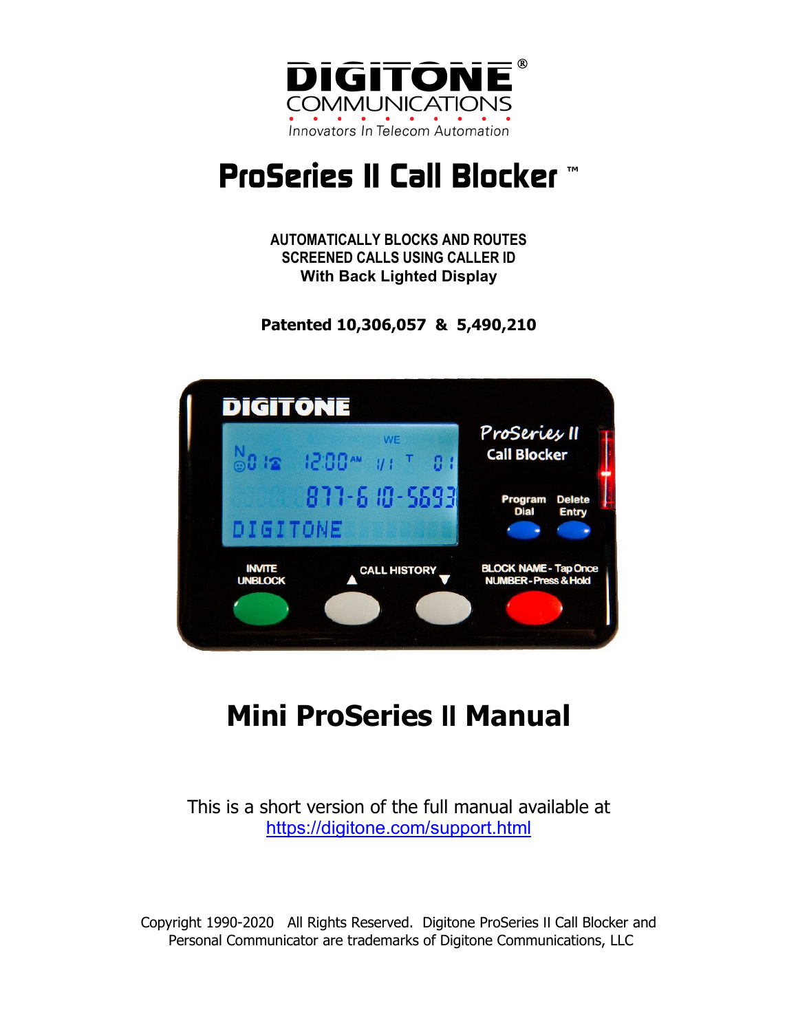DIGITONE®
COMMUNICATIONS
Innovators In Telecom Automation

# ProSeries II Call Blocker ™

**AUTOMATICALLY BLOCKS AND ROUTES SCREENED CALLS USING CALLER ID**
**With Back Lighted Display**

**Patented 10,306,057 & 5,490,210**

# Mini ProSeries II Manual

This is a short version of the full manual available at
https://digitone.com/support.html

Copyright 1990-2020 All Rights Reserved. Digitone ProSeries II Call Blocker and Personal Communicator are trademarks of Digitone Communications, LLC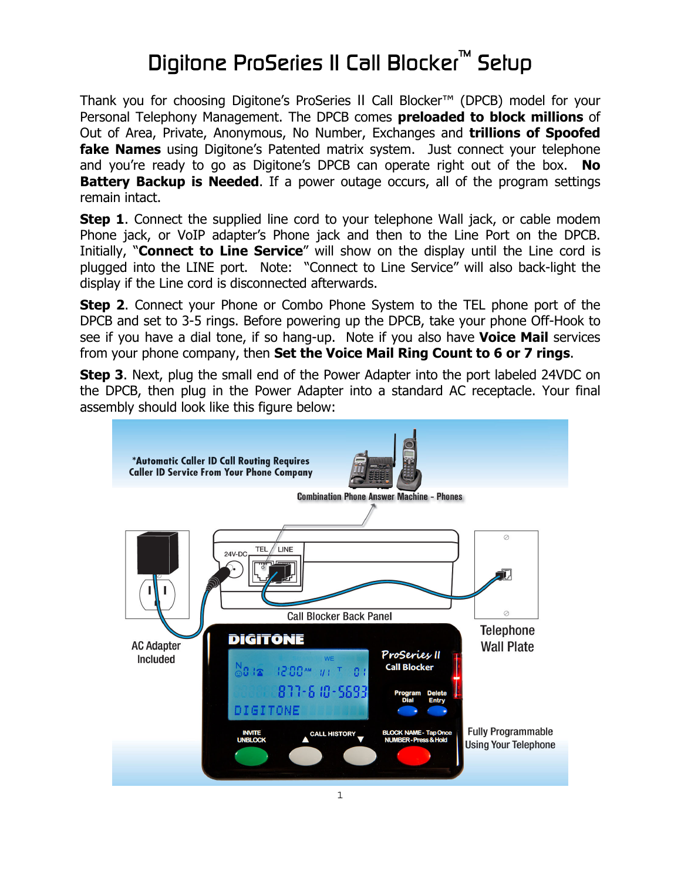# Digitone ProSeries II Call Blocker™ Setup

Thank you for choosing Digitone's ProSeries II Call Blocker™ (DPCB) model for your Personal Telephony Management. The DPCB comes **preloaded to block millions** of Out of Area, Private, Anonymous, No Number, Exchanges and **trillions of Spoofed fake Names** using Digitone's Patented matrix system. Just connect your telephone and you're ready to go as Digitone's DPCB can operate right out of the box. **No Battery Backup is Needed**. If a power outage occurs, all of the program settings remain intact.

**Step 1**. Connect the supplied line cord to your telephone Wall jack, or cable modem Phone jack, or VoIP adapter's Phone jack and then to the Line Port on the DPCB. Initially, "**Connect to Line Service**" will show on the display until the Line cord is plugged into the LINE port. Note: "Connect to Line Service" will also back-light the display if the Line cord is disconnected afterwards.

**Step 2**. Connect your Phone or Combo Phone System to the TEL phone port of the DPCB and set to 3-5 rings. Before powering up the DPCB, take your phone Off-Hook to see if you have a dial tone, if so hang-up. Note if you also have **Voice Mail** services from your phone company, then **Set the Voice Mail Ring Count to 6 or 7 rings**.

**Step 3**. Next, plug the small end of the Power Adapter into the port labeled 24VDC on the DPCB, then plug in the Power Adapter into a standard AC receptacle. Your final assembly should look like this figure below:

*Automatic Caller ID Call Routing Requires Caller ID Service From Your Phone Company

Combination Phone Answer Machine - Phones

24V-DC

TEL

LINE

Call Blocker Back Panel

AC Adapter Included

Telephone Wall Plate

DIGITONE

WE

12:00 AM

877-610-5693

DIGITONE

ProSeries II Call Blocker

Program Dial

Delete Entry

INVITE UNBLOCK

CALL HISTORY

BLOCK NAME - Tap Once NUMBER - Press & Hold

Fully Programmable Using Your Telephone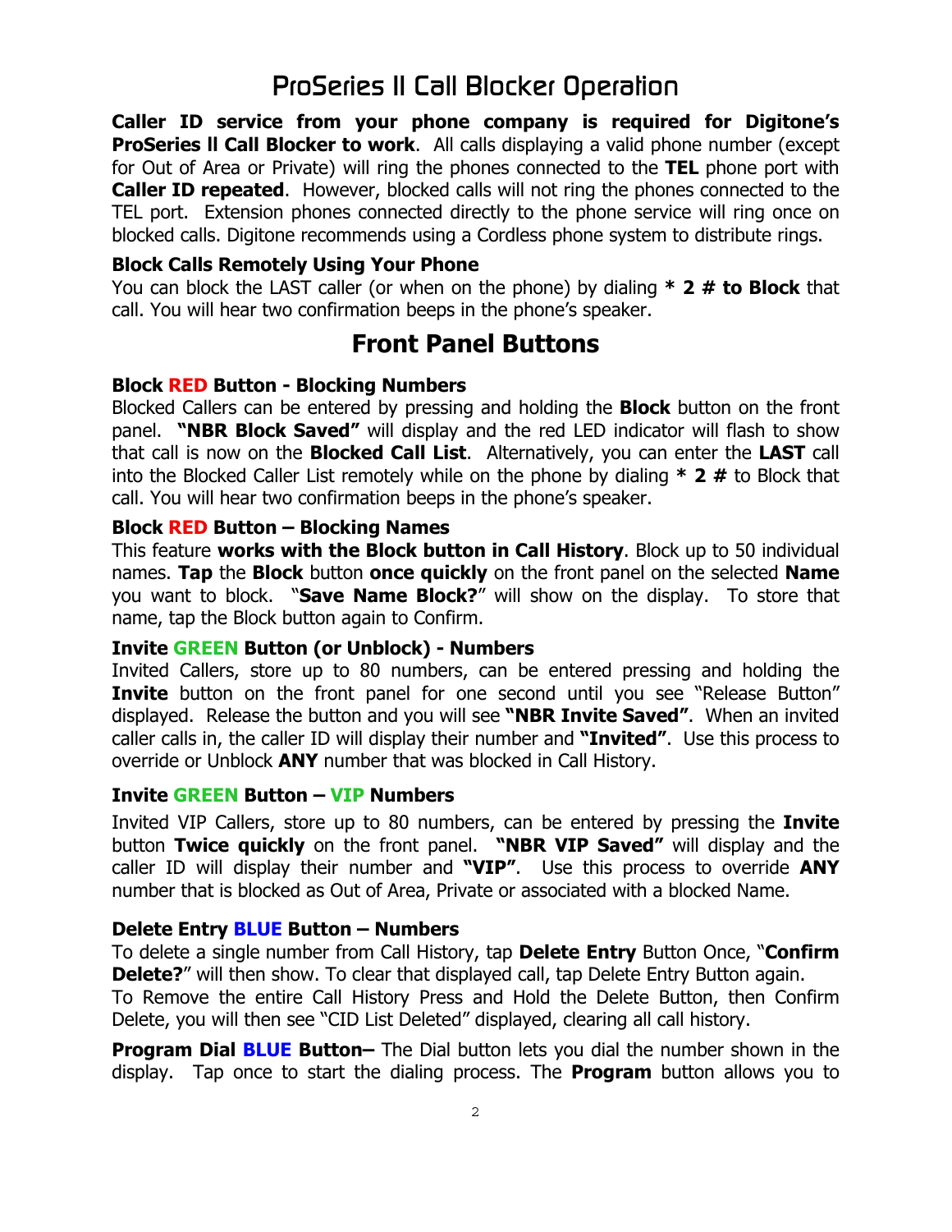# ProSeries II Call Blocker Operation

**Caller ID service from your phone company is required for Digitone's ProSeries II Call Blocker to work**. All calls displaying a valid phone number (except for Out of Area or Private) will ring the phones connected to the **TEL** phone port with **Caller ID repeated**. However, blocked calls will not ring the phones connected to the TEL port. Extension phones connected directly to the phone service will ring once on blocked calls. Digitone recommends using a Cordless phone system to distribute rings.

### Block Calls Remotely Using Your Phone

You can block the LAST caller (or when on the phone) by dialing **\* 2 # to Block** that call. You will hear two confirmation beeps in the phone's speaker.

## Front Panel Buttons

### Block RED Button - Blocking Numbers

Blocked Callers can be entered by pressing and holding the **Block** button on the front panel. **"NBR Block Saved"** will display and the red LED indicator will flash to show that call is now on the **Blocked Call List**. Alternatively, you can enter the **LAST** call into the Blocked Caller List remotely while on the phone by dialing **\* 2 #** to Block that call. You will hear two confirmation beeps in the phone's speaker.

### Block RED Button – Blocking Names

This feature **works with the Block button in Call History**. Block up to 50 individual names. **Tap** the **Block** button **once quickly** on the front panel on the selected **Name** you want to block. "**Save Name Block?**" will show on the display. To store that name, tap the Block button again to Confirm.

### Invite GREEN Button (or Unblock) - Numbers

Invited Callers, store up to 80 numbers, can be entered pressing and holding the **Invite** button on the front panel for one second until you see "Release Button" displayed. Release the button and you will see **"NBR Invite Saved"**. When an invited caller calls in, the caller ID will display their number and **"Invited"**. Use this process to override or Unblock **ANY** number that was blocked in Call History.

### Invite GREEN Button – VIP Numbers

Invited VIP Callers, store up to 80 numbers, can be entered by pressing the **Invite** button **Twice quickly** on the front panel. **"NBR VIP Saved"** will display and the caller ID will display their number and **"VIP"**. Use this process to override **ANY** number that is blocked as Out of Area, Private or associated with a blocked Name.

### Delete Entry BLUE Button – Numbers

To delete a single number from Call History, tap **Delete Entry** Button Once, "**Confirm Delete?**" will then show. To clear that displayed call, tap Delete Entry Button again.
To Remove the entire Call History Press and Hold the Delete Button, then Confirm Delete, you will then see "CID List Deleted" displayed, clearing all call history.

**Program Dial BLUE Button–** The Dial button lets you dial the number shown in the display. Tap once to start the dialing process. The **Program** button allows you to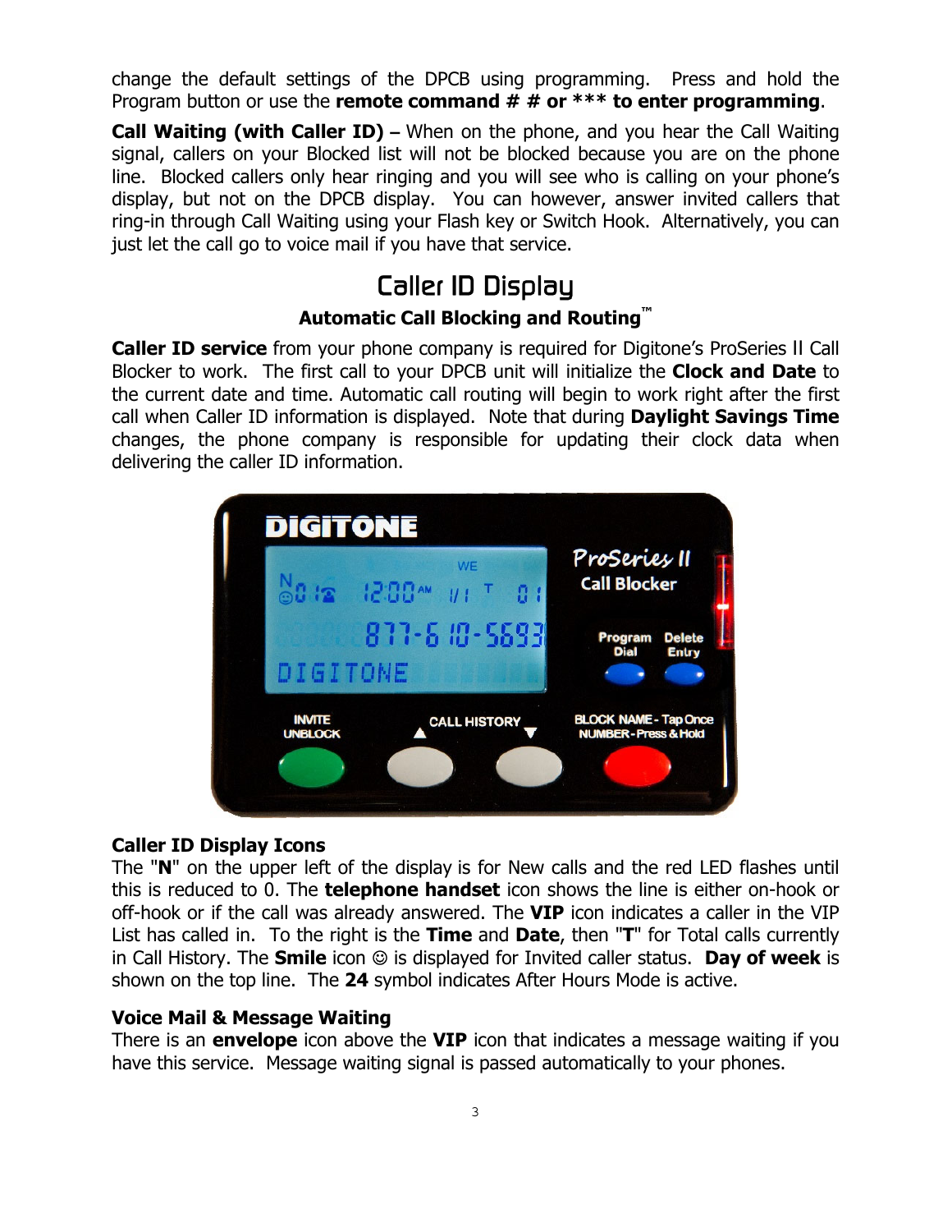change the default settings of the DPCB using programming. Press and hold the Program button or use the **remote command # # or *** to enter programming**.

**Call Waiting (with Caller ID) –** When on the phone, and you hear the Call Waiting signal, callers on your Blocked list will not be blocked because you are on the phone line. Blocked callers only hear ringing and you will see who is calling on your phone's display, but not on the DPCB display. You can however, answer invited callers that ring-in through Call Waiting using your Flash key or Switch Hook. Alternatively, you can just let the call go to voice mail if you have that service.

# Caller ID Display

### Automatic Call Blocking and Routing™

**Caller ID service** from your phone company is required for Digitone's ProSeries II Call Blocker to work. The first call to your DPCB unit will initialize the **Clock and Date** to the current date and time. Automatic call routing will begin to work right after the first call when Caller ID information is displayed. Note that during **Daylight Savings Time** changes, the phone company is responsible for updating their clock data when delivering the caller ID information.

### Caller ID Display Icons

The "**N**" on the upper left of the display is for New calls and the red LED flashes until this is reduced to 0. The **telephone handset** icon shows the line is either on-hook or off-hook or if the call was already answered. The **VIP** icon indicates a caller in the VIP List has called in. To the right is the **Time** and **Date**, then "**T**" for Total calls currently in Call History. The **Smile** icon ☺ is displayed for Invited caller status. **Day of week** is shown on the top line. The **24** symbol indicates After Hours Mode is active.

### Voice Mail & Message Waiting

There is an **envelope** icon above the **VIP** icon that indicates a message waiting if you have this service. Message waiting signal is passed automatically to your phones.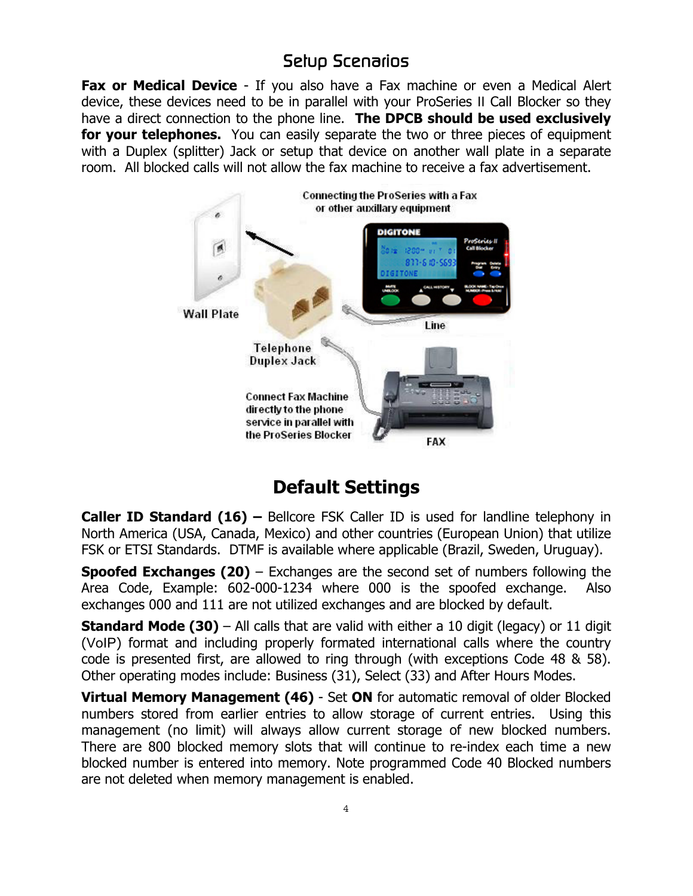## Setup Scenarios

**Fax or Medical Device** - If you also have a Fax machine or even a Medical Alert device, these devices need to be in parallel with your ProSeries II Call Blocker so they have a direct connection to the phone line. **The DPCB should be used exclusively for your telephones.** You can easily separate the two or three pieces of equipment with a Duplex (splitter) Jack or setup that device on another wall plate in a separate room. All blocked calls will not allow the fax machine to receive a fax advertisement.

Connecting the ProSeries with a Fax or other auxillary equipment

Wall Plate

Telephone Duplex Jack

Line

Connect Fax Machine directly to the phone service in parallel with the ProSeries Blocker

FAX

# Default Settings

**Caller ID Standard (16) –** Bellcore FSK Caller ID is used for landline telephony in North America (USA, Canada, Mexico) and other countries (European Union) that utilize FSK or ETSI Standards. DTMF is available where applicable (Brazil, Sweden, Uruguay).

**Spoofed Exchanges (20)** – Exchanges are the second set of numbers following the Area Code, Example: 602-000-1234 where 000 is the spoofed exchange. Also exchanges 000 and 111 are not utilized exchanges and are blocked by default.

**Standard Mode (30)** – All calls that are valid with either a 10 digit (legacy) or 11 digit (VoIP) format and including properly formated international calls where the country code is presented first, are allowed to ring through (with exceptions Code 48 & 58). Other operating modes include: Business (31), Select (33) and After Hours Modes.

**Virtual Memory Management (46)** - Set **ON** for automatic removal of older Blocked numbers stored from earlier entries to allow storage of current entries. Using this management (no limit) will always allow current storage of new blocked numbers. There are 800 blocked memory slots that will continue to re-index each time a new blocked number is entered into memory. Note programmed Code 40 Blocked numbers are not deleted when memory management is enabled.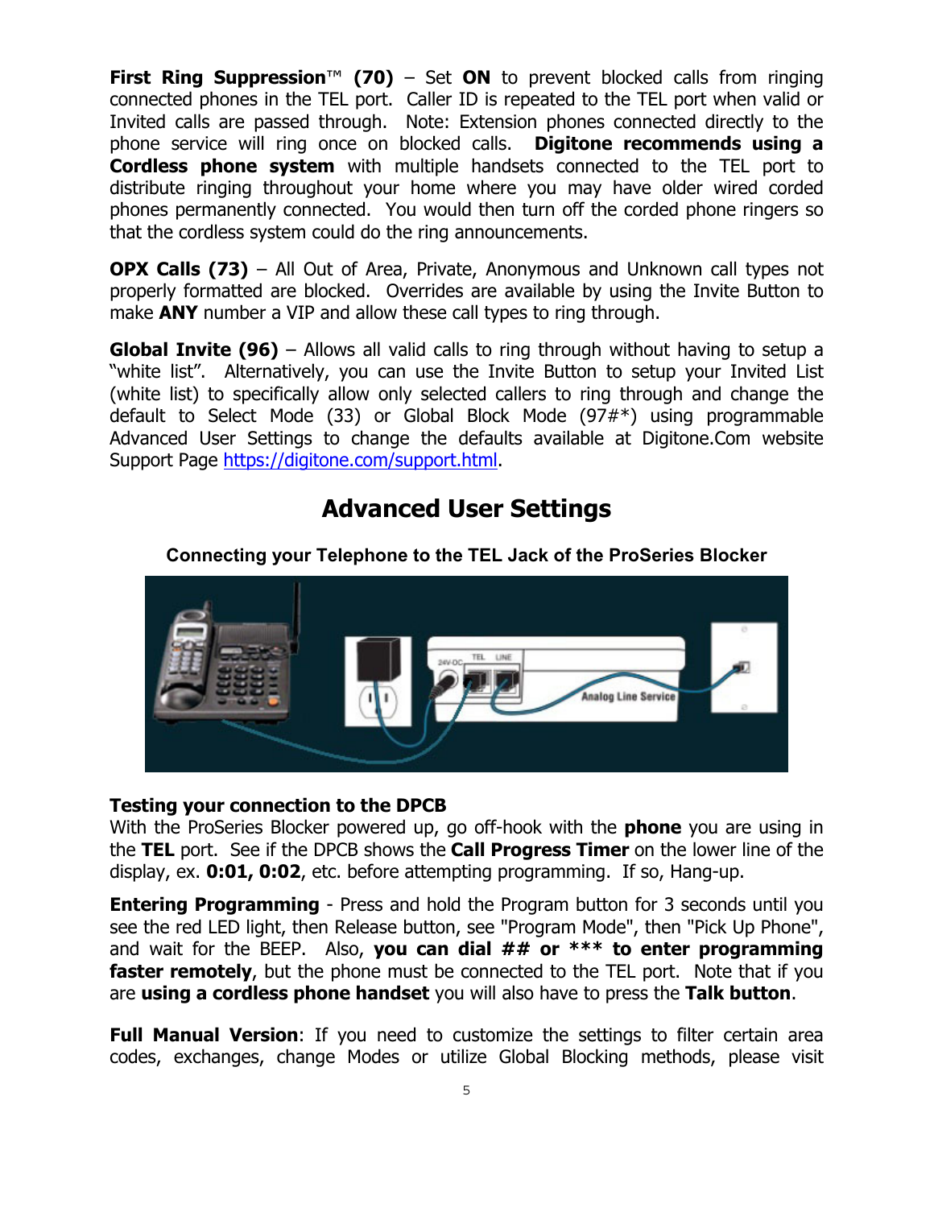**First Ring Suppression™ (70)** – Set **ON** to prevent blocked calls from ringing connected phones in the TEL port. Caller ID is repeated to the TEL port when valid or Invited calls are passed through. Note: Extension phones connected directly to the phone service will ring once on blocked calls. **Digitone recommends using a Cordless phone system** with multiple handsets connected to the TEL port to distribute ringing throughout your home where you may have older wired corded phones permanently connected. You would then turn off the corded phone ringers so that the cordless system could do the ring announcements.

**OPX Calls (73)** – All Out of Area, Private, Anonymous and Unknown call types not properly formatted are blocked. Overrides are available by using the Invite Button to make **ANY** number a VIP and allow these call types to ring through.

**Global Invite (96)** – Allows all valid calls to ring through without having to setup a "white list". Alternatively, you can use the Invite Button to setup your Invited List (white list) to specifically allow only selected callers to ring through and change the default to Select Mode (33) or Global Block Mode (97#*) using programmable Advanced User Settings to change the defaults available at Digitone.Com website Support Page https://digitone.com/support.html.

# Advanced User Settings

**Connecting your Telephone to the TEL Jack of the ProSeries Blocker**

24V-DC
TEL
LINE
Analog Line Service

**Testing your connection to the DPCB**
With the ProSeries Blocker powered up, go off-hook with the **phone** you are using in the **TEL** port. See if the DPCB shows the **Call Progress Timer** on the lower line of the display, ex. **0:01, 0:02**, etc. before attempting programming. If so, Hang-up.

**Entering Programming** - Press and hold the Program button for 3 seconds until you see the red LED light, then Release button, see "Program Mode", then "Pick Up Phone", and wait for the BEEP. Also, **you can dial ## or *** to enter programming faster remotely**, but the phone must be connected to the TEL port. Note that if you are **using a cordless phone handset** you will also have to press the **Talk button**.

**Full Manual Version**: If you need to customize the settings to filter certain area codes, exchanges, change Modes or utilize Global Blocking methods, please visit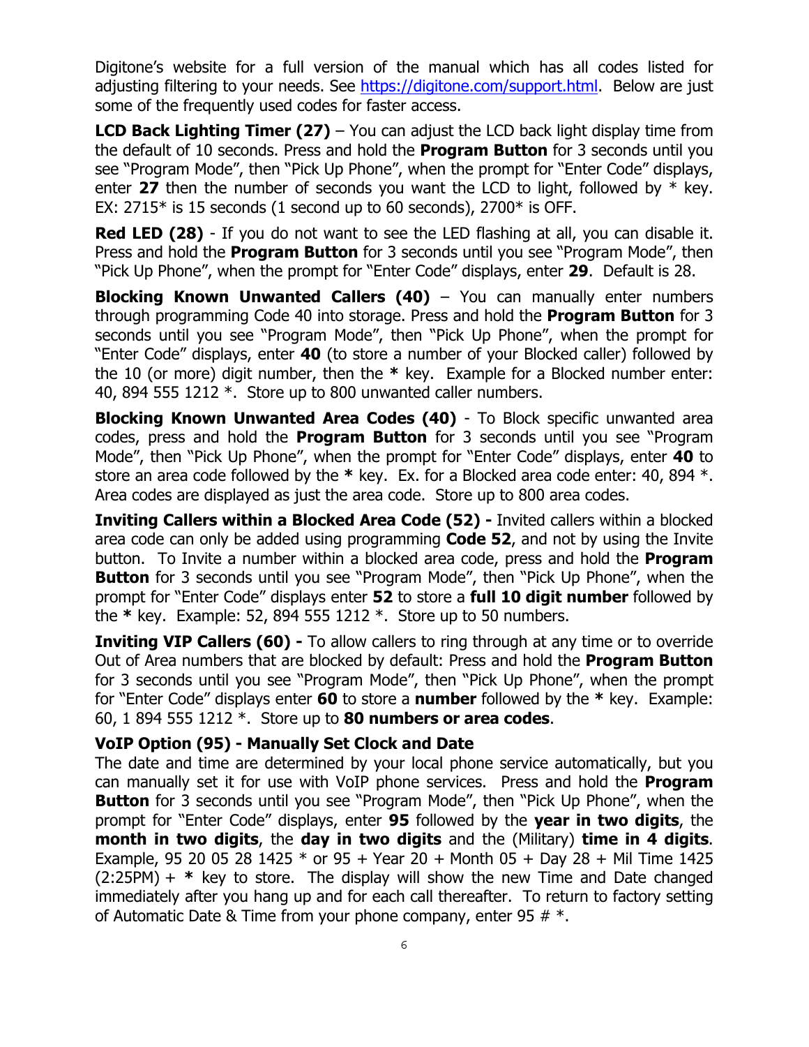Digitone's website for a full version of the manual which has all codes listed for adjusting filtering to your needs. See [https://digitone.com/support.html](https://digitone.com/support.html). Below are just some of the frequently used codes for faster access.

**LCD Back Lighting Timer (27)** – You can adjust the LCD back light display time from the default of 10 seconds. Press and hold the **Program Button** for 3 seconds until you see "Program Mode", then "Pick Up Phone", when the prompt for "Enter Code" displays, enter **27** then the number of seconds you want the LCD to light, followed by * key. EX: 2715* is 15 seconds (1 second up to 60 seconds), 2700* is OFF.

**Red LED (28)** - If you do not want to see the LED flashing at all, you can disable it. Press and hold the **Program Button** for 3 seconds until you see "Program Mode", then "Pick Up Phone", when the prompt for "Enter Code" displays, enter **29**. Default is 28.

**Blocking Known Unwanted Callers (40)** – You can manually enter numbers through programming Code 40 into storage. Press and hold the **Program Button** for 3 seconds until you see "Program Mode", then "Pick Up Phone", when the prompt for "Enter Code" displays, enter **40** (to store a number of your Blocked caller) followed by the 10 (or more) digit number, then the **\*** key. Example for a Blocked number enter: 40, 894 555 1212 *. Store up to 800 unwanted caller numbers.

**Blocking Known Unwanted Area Codes (40)** - To Block specific unwanted area codes, press and hold the **Program Button** for 3 seconds until you see "Program Mode", then "Pick Up Phone", when the prompt for "Enter Code" displays, enter **40** to store an area code followed by the **\*** key. Ex. for a Blocked area code enter: 40, 894 *. Area codes are displayed as just the area code. Store up to 800 area codes.

**Inviting Callers within a Blocked Area Code (52) -** Invited callers within a blocked area code can only be added using programming **Code 52**, and not by using the Invite button. To Invite a number within a blocked area code, press and hold the **Program Button** for 3 seconds until you see "Program Mode", then "Pick Up Phone", when the prompt for "Enter Code" displays enter **52** to store a **full 10 digit number** followed by the **\*** key. Example: 52, 894 555 1212 *. Store up to 50 numbers.

**Inviting VIP Callers (60) -** To allow callers to ring through at any time or to override Out of Area numbers that are blocked by default: Press and hold the **Program Button** for 3 seconds until you see "Program Mode", then "Pick Up Phone", when the prompt for "Enter Code" displays enter **60** to store a **number** followed by the **\*** key. Example: 60, 1 894 555 1212 *. Store up to **80 numbers or area codes**.

**VoIP Option (95) - Manually Set Clock and Date**

The date and time are determined by your local phone service automatically, but you can manually set it for use with VoIP phone services. Press and hold the **Program Button** for 3 seconds until you see "Program Mode", then "Pick Up Phone", when the prompt for "Enter Code" displays, enter **95** followed by the **year in two digits**, the **month in two digits**, the **day in two digits** and the (Military) **time in 4 digits**. Example, 95 20 05 28 1425 * or 95 + Year 20 + Month 05 + Day 28 + Mil Time 1425 (2:25PM) + **\*** key to store. The display will show the new Time and Date changed immediately after you hang up and for each call thereafter. To return to factory setting of Automatic Date & Time from your phone company, enter 95 # *.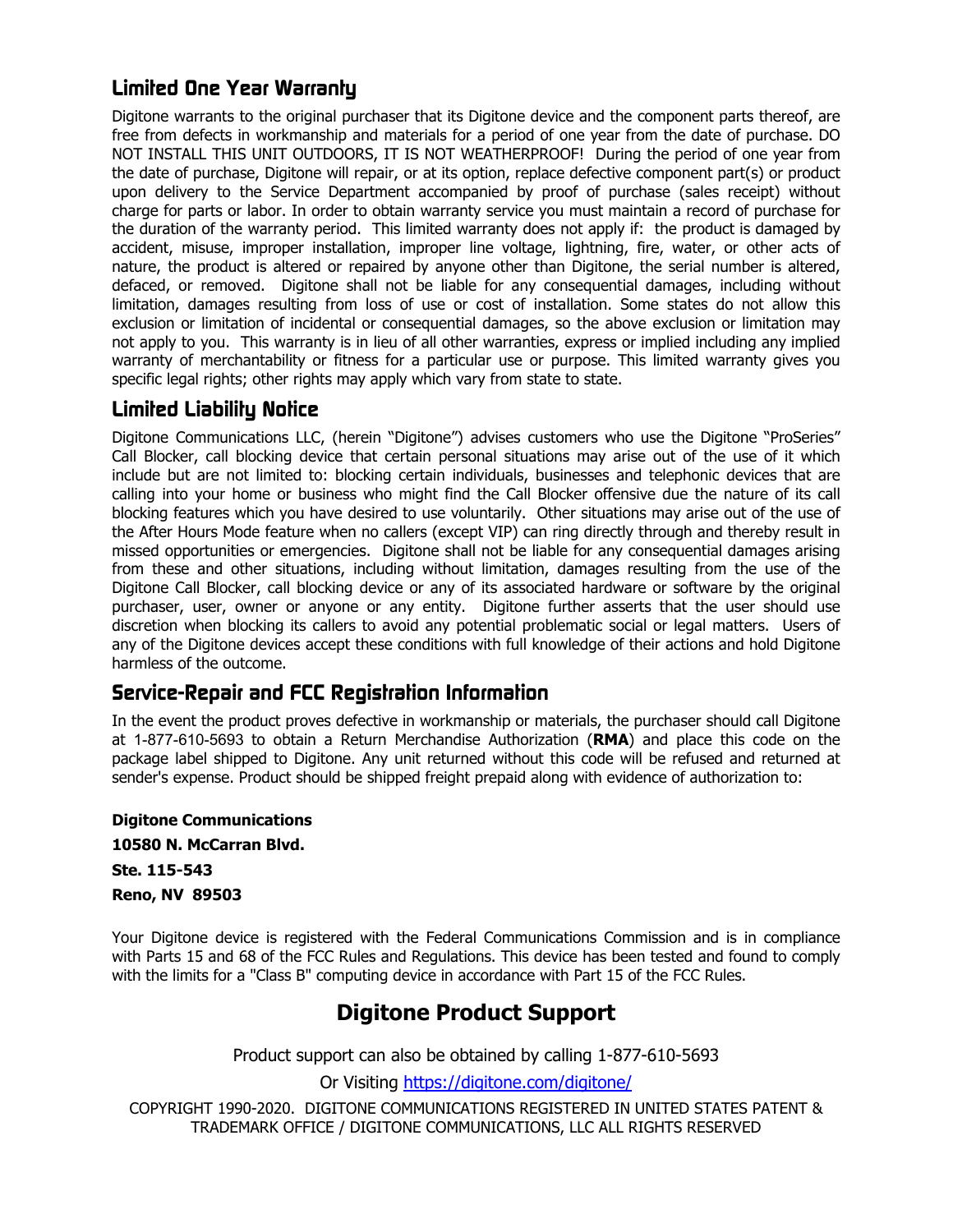## Limited One Year Warranty

Digitone warrants to the original purchaser that its Digitone device and the component parts thereof, are free from defects in workmanship and materials for a period of one year from the date of purchase. DO NOT INSTALL THIS UNIT OUTDOORS, IT IS NOT WEATHERPROOF! During the period of one year from the date of purchase, Digitone will repair, or at its option, replace defective component part(s) or product upon delivery to the Service Department accompanied by proof of purchase (sales receipt) without charge for parts or labor. In order to obtain warranty service you must maintain a record of purchase for the duration of the warranty period. This limited warranty does not apply if: the product is damaged by accident, misuse, improper installation, improper line voltage, lightning, fire, water, or other acts of nature, the product is altered or repaired by anyone other than Digitone, the serial number is altered, defaced, or removed. Digitone shall not be liable for any consequential damages, including without limitation, damages resulting from loss of use or cost of installation. Some states do not allow this exclusion or limitation of incidental or consequential damages, so the above exclusion or limitation may not apply to you. This warranty is in lieu of all other warranties, express or implied including any implied warranty of merchantability or fitness for a particular use or purpose. This limited warranty gives you specific legal rights; other rights may apply which vary from state to state.

## Limited Liability Notice

Digitone Communications LLC, (herein "Digitone") advises customers who use the Digitone "ProSeries" Call Blocker, call blocking device that certain personal situations may arise out of the use of it which include but are not limited to: blocking certain individuals, businesses and telephonic devices that are calling into your home or business who might find the Call Blocker offensive due the nature of its call blocking features which you have desired to use voluntarily. Other situations may arise out of the use of the After Hours Mode feature when no callers (except VIP) can ring directly through and thereby result in missed opportunities or emergencies. Digitone shall not be liable for any consequential damages arising from these and other situations, including without limitation, damages resulting from the use of the Digitone Call Blocker, call blocking device or any of its associated hardware or software by the original purchaser, user, owner or anyone or any entity. Digitone further asserts that the user should use discretion when blocking its callers to avoid any potential problematic social or legal matters. Users of any of the Digitone devices accept these conditions with full knowledge of their actions and hold Digitone harmless of the outcome.

## Service-Repair and FCC Registration Information

In the event the product proves defective in workmanship or materials, the purchaser should call Digitone at 1-877-610-5693 to obtain a Return Merchandise Authorization (**RMA**) and place this code on the package label shipped to Digitone. Any unit returned without this code will be refused and returned at sender's expense. Product should be shipped freight prepaid along with evidence of authorization to:

**Digitone Communications**

**10580 N. McCarran Blvd.**

**Ste. 115-543**

**Reno, NV 89503**

Your Digitone device is registered with the Federal Communications Commission and is in compliance with Parts 15 and 68 of the FCC Rules and Regulations. This device has been tested and found to comply with the limits for a "Class B" computing device in accordance with Part 15 of the FCC Rules.

# Digitone Product Support

Product support can also be obtained by calling 1-877-610-5693

Or Visiting https://digitone.com/digitone/

COPYRIGHT 1990-2020. DIGITONE COMMUNICATIONS REGISTERED IN UNITED STATES PATENT & TRADEMARK OFFICE / DIGITONE COMMUNICATIONS, LLC ALL RIGHTS RESERVED